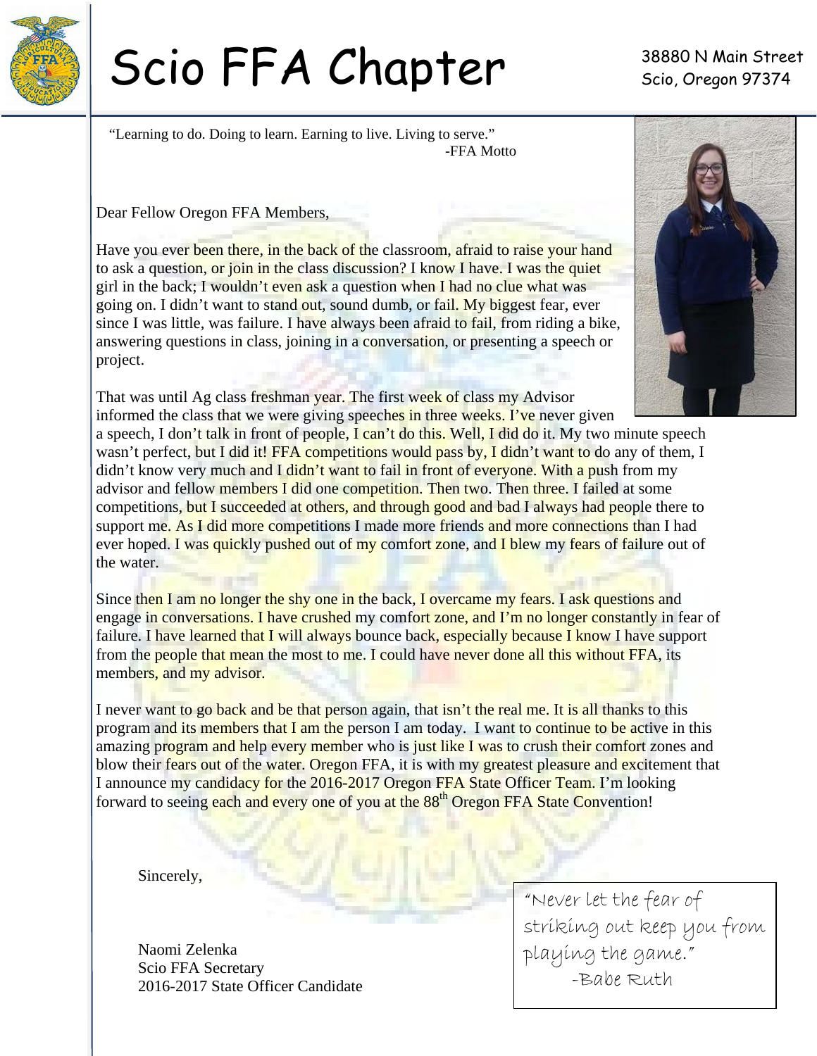# Scio FFA Chapter

38880 N Main Street
Scio, Oregon 97374

"Learning to do. Doing to learn. Earning to live. Living to serve."
-FFA Motto

Dear Fellow Oregon FFA Members,

Have you ever been there, in the back of the classroom, afraid to raise your hand to ask a question, or join in the class discussion? I know I have. I was the quiet girl in the back; I wouldn't even ask a question when I had no clue what was going on. I didn't want to stand out, sound dumb, or fail. My biggest fear, ever since I was little, was failure. I have always been afraid to fail, from riding a bike, answering questions in class, joining in a conversation, or presenting a speech or project.

That was until Ag class freshman year. The first week of class my Advisor informed the class that we were giving speeches in three weeks. I've never given a speech, I don't talk in front of people, I can't do this. Well, I did do it. My two minute speech wasn't perfect, but I did it! FFA competitions would pass by, I didn't want to do any of them, I didn't know very much and I didn't want to fail in front of everyone. With a push from my advisor and fellow members I did one competition. Then two. Then three. I failed at some competitions, but I succeeded at others, and through good and bad I always had people there to support me. As I did more competitions I made more friends and more connections than I had ever hoped. I was quickly pushed out of my comfort zone, and I blew my fears of failure out of the water.

Since then I am no longer the shy one in the back, I overcame my fears. I ask questions and engage in conversations. I have crushed my comfort zone, and I'm no longer constantly in fear of failure. I have learned that I will always bounce back, especially because I know I have support from the people that mean the most to me. I could have never done all this without FFA, its members, and my advisor.

I never want to go back and be that person again, that isn't the real me. It is all thanks to this program and its members that I am the person I am today. I want to continue to be active in this amazing program and help every member who is just like I was to crush their comfort zones and blow their fears out of the water. Oregon FFA, it is with my greatest pleasure and excitement that I announce my candidacy for the 2016-2017 Oregon FFA State Officer Team. I'm looking forward to seeing each and every one of you at the 88th Oregon FFA State Convention!

Sincerely,

Naomi Zelenka
Scio FFA Secretary
2016-2017 State Officer Candidate

"Never let the fear of striking out keep you from playing the game."
-Babe Ruth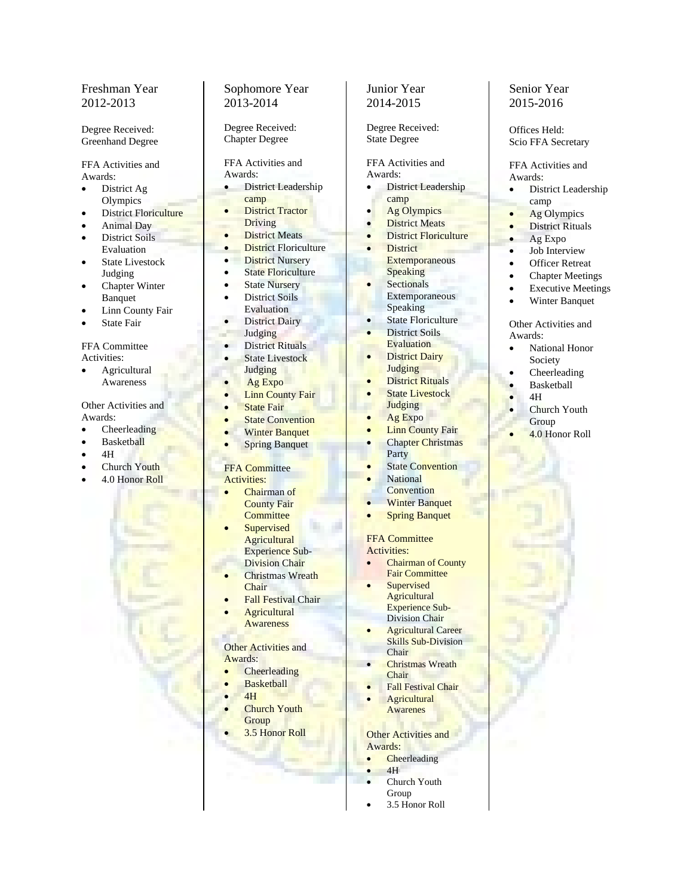## Freshman Year
## 2012-2013

Degree Received:
Greenhand Degree

FFA Activities and Awards:

- District Ag Olympics
- District Floriculture
- Animal Day
- District Soils Evaluation
- State Livestock Judging
- Chapter Winter Banquet
- Linn County Fair
- State Fair

FFA Committee Activities:

- Agricultural Awareness

Other Activities and Awards:

- Cheerleading
- Basketball
- 4H
- Church Youth
- 4.0 Honor Roll

## Sophomore Year
## 2013-2014

Degree Received:
Chapter Degree

FFA Activities and Awards:

- District Leadership camp
- District Tractor Driving
- District Meats
- District Floriculture
- District Nursery
- State Floriculture
- State Nursery
- District Soils Evaluation
- District Dairy Judging
- District Rituals
- State Livestock Judging
- Ag Expo
- Linn County Fair
- State Fair
- State Convention
- Winter Banquet
- Spring Banquet

FFA Committee Activities:

- Chairman of County Fair Committee
- Supervised Agricultural Experience Sub-Division Chair
- Christmas Wreath Chair
- Fall Festival Chair
- Agricultural Awareness

Other Activities and Awards:

- Cheerleading
- Basketball
- 4H
- Church Youth Group
- 3.5 Honor Roll

## Junior Year
## 2014-2015

Degree Received:
State Degree

FFA Activities and Awards:

- District Leadership camp
- Ag Olympics
- District Meats
- District Floriculture
- District Extemporaneous Speaking
- Sectionals Extemporaneous Speaking
- State Floriculture
- District Soils Evaluation
- District Dairy Judging
- District Rituals
- State Livestock Judging
- Ag Expo
- Linn County Fair
- Chapter Christmas Party
- State Convention
- National Convention
- Winter Banquet
- Spring Banquet

FFA Committee Activities:

- Chairman of County Fair Committee
- Supervised Agricultural Experience Sub-Division Chair
- Agricultural Career Skills Sub-Division Chair
- Christmas Wreath Chair
- Fall Festival Chair
- Agricultural Awarenes

Other Activities and Awards:

- Cheerleading
- 4H
- Church Youth Group
- 3.5 Honor Roll

## Senior Year
## 2015-2016

Offices Held:
Scio FFA Secretary

FFA Activities and Awards:

- District Leadership camp
- Ag Olympics
- District Rituals
- Ag Expo
- Job Interview
- Officer Retreat
- Chapter Meetings
- Executive Meetings
- Winter Banquet

Other Activities and Awards:

- National Honor Society
- Cheerleading
- Basketball
- 4H
- Church Youth Group
- 4.0 Honor Roll